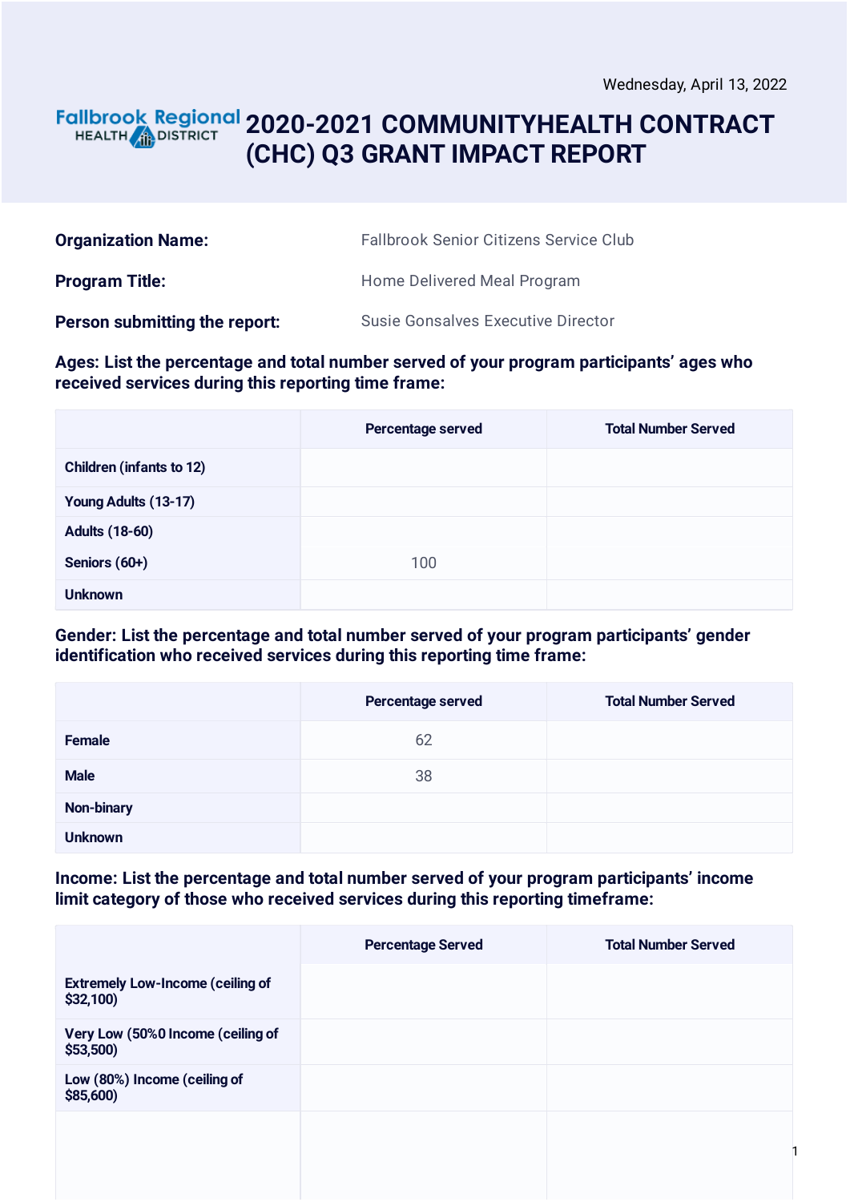Wednesday, April 13, 2022

Fallbrook Regional HEALTH DISTRICT

# 2020-2021 COMMUNITYHEALTH CONTRACT (CHC) Q3 GRANT IMPACT REPORT

**Organization Name:** Fallbrook Senior Citizens Service Club

**Program Title:** Home Delivered Meal Program

**Person submitting the report:** Susie Gonsalves Executive Director

**Ages: List the percentage and total number served of your program participants' ages who received services during this reporting time frame:**

| | Percentage served | Total Number Served |
|---|---|---|
| Children (infants to 12) | | |
| Young Adults (13-17) | | |
| Adults (18-60) | | |
| Seniors (60+) | 100 | |
| Unknown | | |

**Gender: List the percentage and total number served of your program participants' gender identification who received services during this reporting time frame:**

| | Percentage served | Total Number Served |
|---|---|---|
| Female | 62 | |
| Male | 38 | |
| Non-binary | | |
| Unknown | | |

**Income: List the percentage and total number served of your program participants' income limit category of those who received services during this reporting timeframe:**

| | Percentage Served | Total Number Served |
|---|---|---|
| Extremely Low-Income (ceiling of $32,100) | | |
| Very Low (50%0 Income (ceiling of $53,500) | | |
| Low (80%) Income (ceiling of $85,600) | | |
| | | |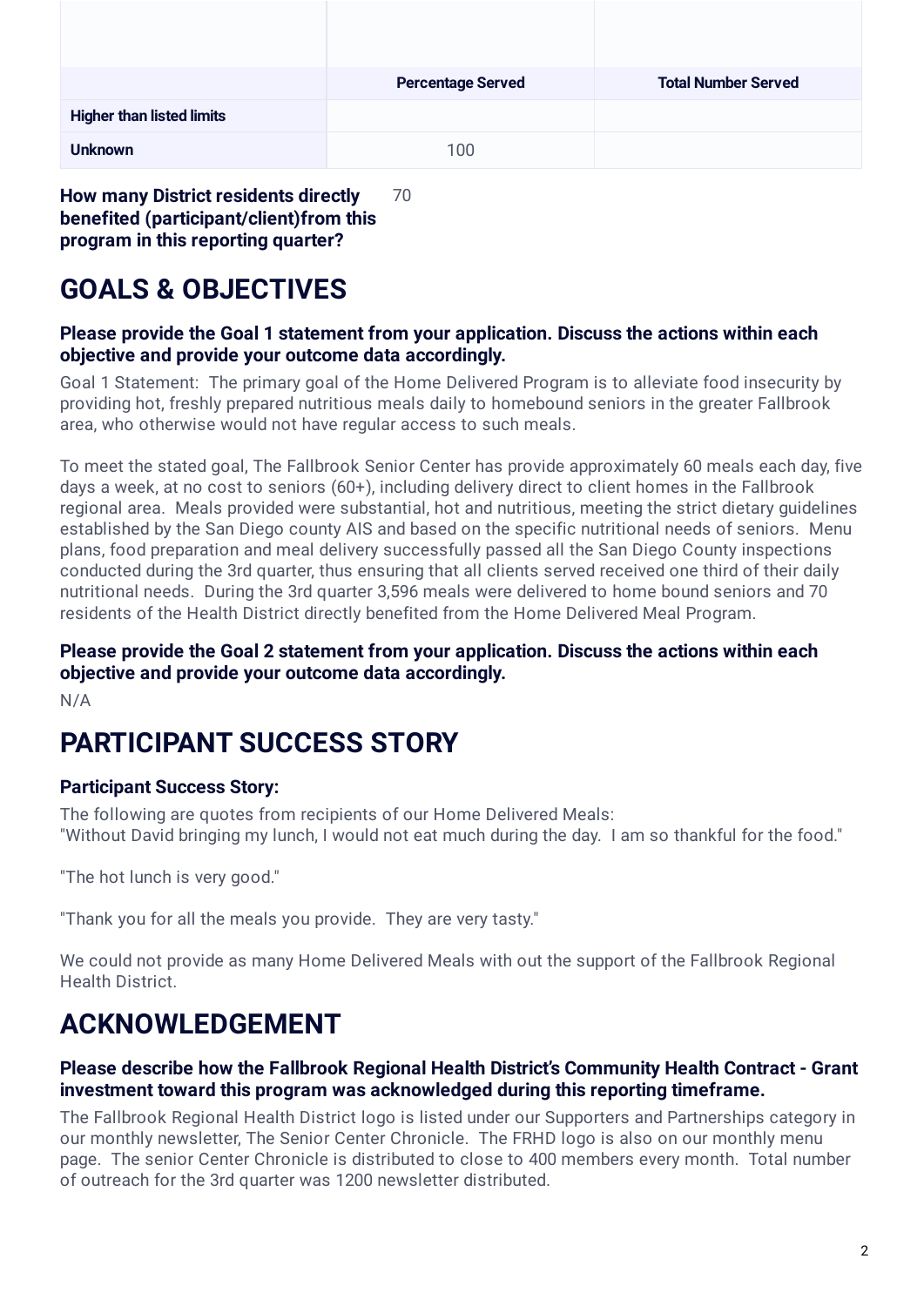| | Percentage Served | Total Number Served |
|---|---|---|
| **Higher than listed limits** | | |
| **Unknown** | 100 | |

**How many District residents directly benefited (participant/client)from this program in this reporting quarter?** 70

# GOALS & OBJECTIVES

### Please provide the Goal 1 statement from your application. Discuss the actions within each objective and provide your outcome data accordingly.

Goal 1 Statement: The primary goal of the Home Delivered Program is to alleviate food insecurity by providing hot, freshly prepared nutritious meals daily to homebound seniors in the greater Fallbrook area, who otherwise would not have regular access to such meals.

To meet the stated goal, The Fallbrook Senior Center has provide approximately 60 meals each day, five days a week, at no cost to seniors (60+), including delivery direct to client homes in the Fallbrook regional area. Meals provided were substantial, hot and nutritious, meeting the strict dietary guidelines established by the San Diego county AIS and based on the specific nutritional needs of seniors. Menu plans, food preparation and meal delivery successfully passed all the San Diego County inspections conducted during the 3rd quarter, thus ensuring that all clients served received one third of their daily nutritional needs. During the 3rd quarter 3,596 meals were delivered to home bound seniors and 70 residents of the Health District directly benefited from the Home Delivered Meal Program.

### Please provide the Goal 2 statement from your application. Discuss the actions within each objective and provide your outcome data accordingly.

N/A

# PARTICIPANT SUCCESS STORY

### Participant Success Story:

The following are quotes from recipients of our Home Delivered Meals:
"Without David bringing my lunch, I would not eat much during the day. I am so thankful for the food."

"The hot lunch is very good."

"Thank you for all the meals you provide. They are very tasty."

We could not provide as many Home Delivered Meals with out the support of the Fallbrook Regional Health District.

# ACKNOWLEDGEMENT

### Please describe how the Fallbrook Regional Health District's Community Health Contract - Grant investment toward this program was acknowledged during this reporting timeframe.

The Fallbrook Regional Health District logo is listed under our Supporters and Partnerships category in our monthly newsletter, The Senior Center Chronicle. The FRHD logo is also on our monthly menu page. The senior Center Chronicle is distributed to close to 400 members every month. Total number of outreach for the 3rd quarter was 1200 newsletter distributed.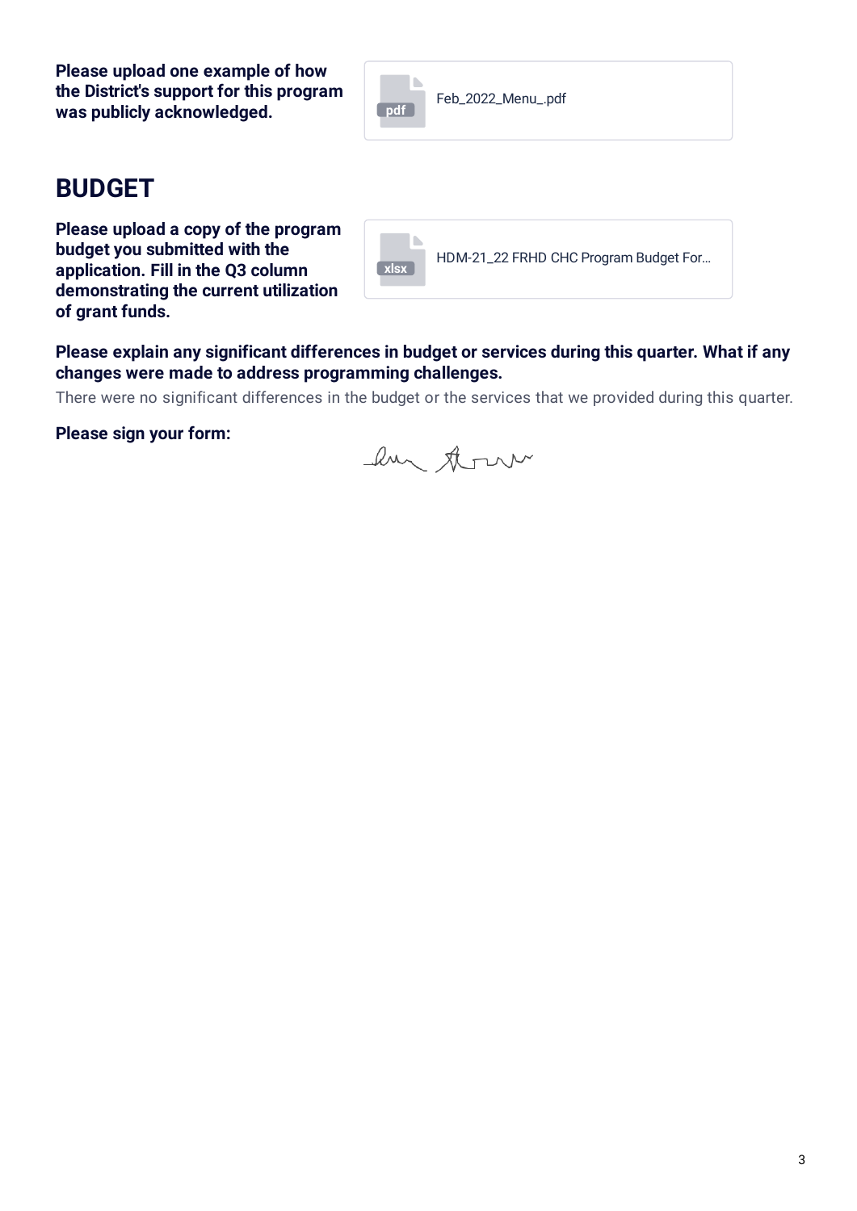**Please upload one example of how the District's support for this program was publicly acknowledged.**

pdf Feb_2022_Menu_.pdf

## BUDGET

**Please upload a copy of the program budget you submitted with the application. Fill in the Q3 column demonstrating the current utilization of grant funds.**

xlsx HDM-21_22 FRHD CHC Program Budget For...

**Please explain any significant differences in budget or services during this quarter. What if any changes were made to address programming challenges.**

There were no significant differences in the budget or the services that we provided during this quarter.

**Please sign your form:**